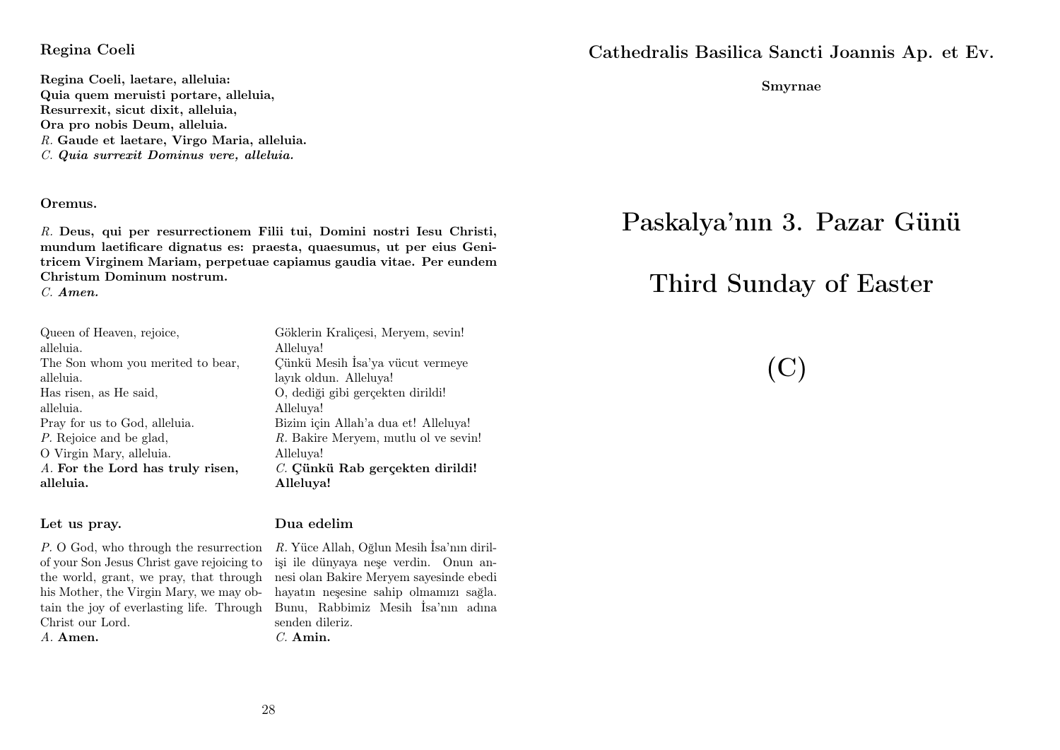## Regina Coeli

**Regina Coeli, laetare, alleluia:**
**Quia quem meruisti portare, alleluia,**
**Resurrexit, sicut dixit, alleluia,**
**Ora pro nobis Deum, alleluia.**
*R.* **Gaude et laetare, Virgo Maria, alleluia.**
*C.* ***Quia surrexit Dominus vere, alleluia.***

**Oremus.**

*R.* **Deus, qui per resurrectionem Filii tui, Domini nostri Iesu Christi, mundum laetificare dignatus es: praesta, quaesumus, ut per eius Genitricem Virginem Mariam, perpetuae capiamus gaudia vitae. Per eundem Christum Dominum nostrum.**
*C.* ***Amen.***

Queen of Heaven, rejoice,
alleluia.
The Son whom you merited to bear,
alleluia.
Has risen, as He said,
alleluia.
Pray for us to God, alleluia.
*P.* Rejoice and be glad,
O Virgin Mary, alleluia.
*A.* **For the Lord has truly risen, alleluia.**

Göklerin Kraliçesi, Meryem, sevin!
Alleluya!
Çünkü Mesih İsa'ya vücut vermeye layık oldun. Alleluya!
O, dediği gibi gerçekten dirildi!
Alleluya!
Bizim için Allah'a dua et! Alleluya!
*R.* Bakire Meryem, mutlu ol ve sevin!
Alleluya!
*C.* **Çünkü Rab gerçekten dirildi! Alleluya!**

**Let us pray.**

*P.* O God, who through the resurrection of your Son Jesus Christ gave rejoicing to the world, grant, we pray, that through his Mother, the Virgin Mary, we may obtain the joy of everlasting life. Through Christ our Lord.
*A.* **Amen.**

**Dua edelim**

*R.* Yüce Allah, Oğlun Mesih İsa'nın dirilişi ile dünyaya neşe verdin. Onun annesi olan Bakire Meryem sayesinde ebedi hayatın neşesine sahip olmamızı sağla. Bunu, Rabbimiz Mesih İsa'nın adına senden dileriz.
*C.* **Amin.**

**Cathedralis Basilica Sancti Joannis Ap. et Ev.**

**Smyrnae**

# Paskalya'nın 3. Pazar Günü

# Third Sunday of Easter

# (C)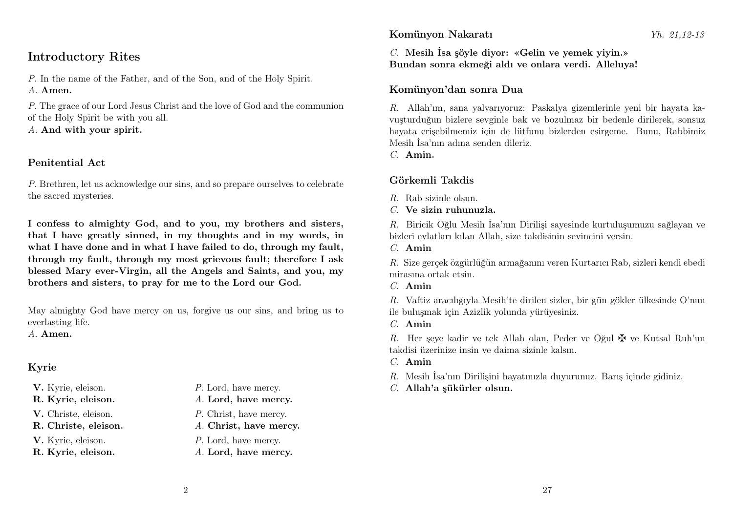## Introductory Rites

*P.* In the name of the Father, and of the Son, and of the Holy Spirit.
*A.* **Amen.**

*P.* The grace of our Lord Jesus Christ and the love of God and the communion of the Holy Spirit be with you all.
*A.* **And with your spirit.**

### Penitential Act

*P.* Brethren, let us acknowledge our sins, and so prepare ourselves to celebrate the sacred mysteries.

**I confess to almighty God, and to you, my brothers and sisters, that I have greatly sinned, in my thoughts and in my words, in what I have done and in what I have failed to do, through my fault, through my fault, through my most grievous fault; therefore I ask blessed Mary ever-Virgin, all the Angels and Saints, and you, my brothers and sisters, to pray for me to the Lord our God.**

May almighty God have mercy on us, forgive us our sins, and bring us to everlasting life.
*A.* **Amen.**

### Kyrie

**V.** Kyrie, eleison. — *P.* Lord, have mercy.
**R. Kyrie, eleison.** — *A.* **Lord, have mercy.**

**V.** Christe, eleison. — *P.* Christ, have mercy.
**R. Christe, eleison.** — *A.* **Christ, have mercy.**

**V.** Kyrie, eleison. — *P.* Lord, have mercy.
**R. Kyrie, eleison.** — *A.* **Lord, have mercy.**

### Komünyon Nakaratı

*Yh. 21,12-13*

*C.* **Mesih İsa şöyle diyor: «Gelin ve yemek yiyin.» Bundan sonra ekmeği aldı ve onlara verdi. Alleluya!**

### Komünyon'dan sonra Dua

*R.* Allah'ım, sana yalvarıyoruz: Paskalya gizemlerinle yeni bir hayata kavuşturduğun bizlere sevginle bak ve bozulmaz bir bedenle dirilerek, sonsuz hayata erişebilmemiz için de lütfunu bizlerden esirgeme. Bunu, Rabbimiz Mesih İsa'nın adına senden dileriz.
*C.* **Amin.**

### Görkemli Takdis

*R.* Rab sizinle olsun.
*C.* **Ve sizin ruhunuzla.**

*R.* Biricik Oğlu Mesih İsa'nın Dirilişi sayesinde kurtuluşumuzu sağlayan ve bizleri evlatları kılan Allah, size takdisinin sevincini versin.
*C.* **Amin**

*R.* Size gerçek özgürlüğün armağanını veren Kurtarıcı Rab, sizleri kendi ebedi mirasına ortak etsin.
*C.* **Amin**

*R.* Vaftiz aracılığıyla Mesih'te dirilen sizler, bir gün gökler ülkesinde O'nun ile buluşmak için Azizlik yolunda yürüyesiniz.
*C.* **Amin**

*R.* Her şeye kadir ve tek Allah olan, Peder ve Oğul ✠ ve Kutsal Ruh'un takdisi üzerinize insin ve daima sizinle kalsın.
*C.* **Amin**

*R.* Mesih İsa'nın Dirilişini hayatınızla duyurunuz. Barış içinde gidiniz.
*C.* **Allah'a şükürler olsun.**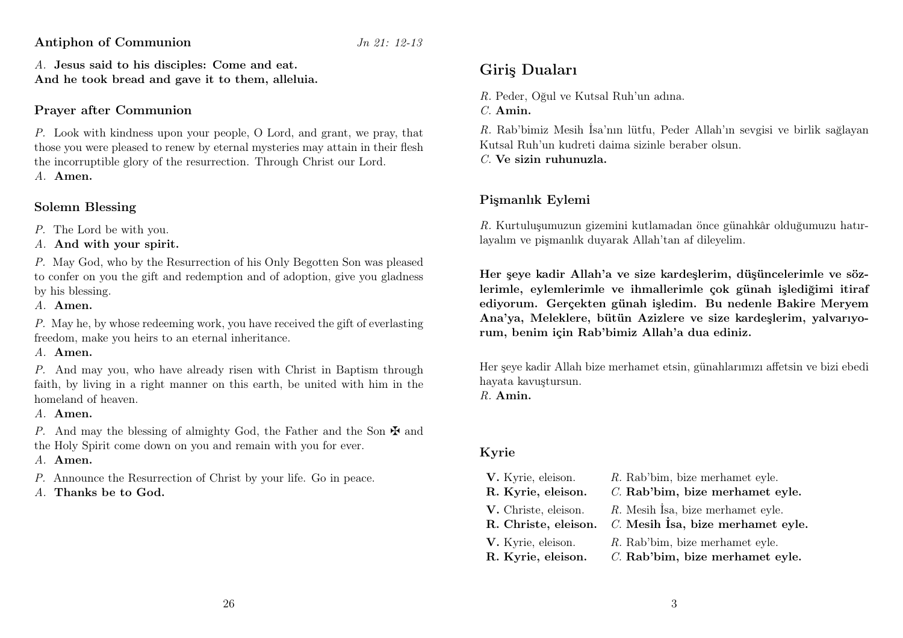### Antiphon of Communion

*Jn 21: 12-13*

*A.* **Jesus said to his disciples: Come and eat.
And he took bread and gave it to them, alleluia.**

### Prayer after Communion

*P.* Look with kindness upon your people, O Lord, and grant, we pray, that those you were pleased to renew by eternal mysteries may attain in their flesh the incorruptible glory of the resurrection. Through Christ our Lord.
*A.* **Amen.**

### Solemn Blessing

*P.* The Lord be with you.
*A.* **And with your spirit.**

*P.* May God, who by the Resurrection of his Only Begotten Son was pleased to confer on you the gift and redemption and of adoption, give you gladness by his blessing.
*A.* **Amen.**

*P.* May he, by whose redeeming work, you have received the gift of everlasting freedom, make you heirs to an eternal inheritance.
*A.* **Amen.**

*P.* And may you, who have already risen with Christ in Baptism through faith, by living in a right manner on this earth, be united with him in the homeland of heaven.
*A.* **Amen.**

*P.* And may the blessing of almighty God, the Father and the Son ✠ and the Holy Spirit come down on you and remain with you for ever.
*A.* **Amen.**

*P.* Announce the Resurrection of Christ by your life. Go in peace.
*A.* **Thanks be to God.**

## Giriş Duaları

*R.* Peder, Oğul ve Kutsal Ruh'un adına.
*C.* **Amin.**

*R.* Rab'bimiz Mesih İsa'nın lütfu, Peder Allah'ın sevgisi ve birlik sağlayan Kutsal Ruh'un kudreti daima sizinle beraber olsun.
*C.* **Ve sizin ruhunuzla.**

### Pişmanlık Eylemi

*R.* Kurtuluşumuzun gizemini kutlamadan önce günahkâr olduğumuzu hatırlayalım ve pişmanlık duyarak Allah'tan af dileyelim.

**Her şeye kadir Allah'a ve size kardeşlerim, düşüncelerimle ve sözlerimle, eylemlerimle ve ihmallerimle çok günah işlediğimi itiraf ediyorum. Gerçekten günah işledim. Bu nedenle Bakire Meryem Ana'ya, Meleklere, bütün Azizlere ve size kardeşlerim, yalvarıyorum, benim için Rab'bimiz Allah'a dua ediniz.**

Her şeye kadir Allah bize merhamet etsin, günahlarımızı affetsin ve bizi ebedi hayata kavuştursun.
*R.* **Amin.**

### Kyrie

| | |
|---|---|
| **V.** Kyrie, eleison. | *R.* Rab'bim, bize merhamet eyle. |
| **R. Kyrie, eleison.** | *C.* **Rab'bim, bize merhamet eyle.** |
| **V.** Christe, eleison. | *R.* Mesih İsa, bize merhamet eyle. |
| **R. Christe, eleison.** | *C.* **Mesih İsa, bize merhamet eyle.** |
| **V.** Kyrie, eleison. | *R.* Rab'bim, bize merhamet eyle. |
| **R. Kyrie, eleison.** | *C.* **Rab'bim, bize merhamet eyle.** |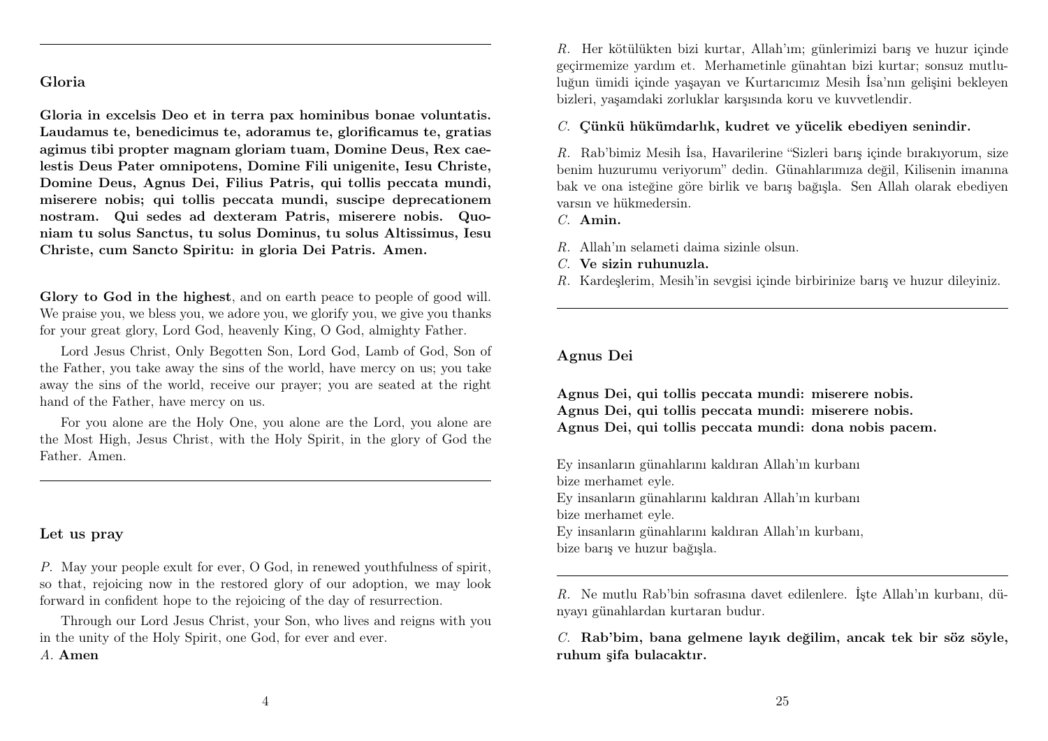## Gloria

**Gloria in excelsis Deo et in terra pax hominibus bonae voluntatis. Laudamus te, benedicimus te, adoramus te, glorificamus te, gratias agimus tibi propter magnam gloriam tuam, Domine Deus, Rex caelestis Deus Pater omnipotens, Domine Fili unigenite, Iesu Christe, Domine Deus, Agnus Dei, Filius Patris, qui tollis peccata mundi, miserere nobis; qui tollis peccata mundi, suscipe deprecationem nostram. Qui sedes ad dexteram Patris, miserere nobis. Quoniam tu solus Sanctus, tu solus Dominus, tu solus Altissimus, Iesu Christe, cum Sancto Spiritu: in gloria Dei Patris. Amen.**

**Glory to God in the highest**, and on earth peace to people of good will. We praise you, we bless you, we adore you, we glorify you, we give you thanks for your great glory, Lord God, heavenly King, O God, almighty Father.

Lord Jesus Christ, Only Begotten Son, Lord God, Lamb of God, Son of the Father, you take away the sins of the world, have mercy on us; you take away the sins of the world, receive our prayer; you are seated at the right hand of the Father, have mercy on us.

For you alone are the Holy One, you alone are the Lord, you alone are the Most High, Jesus Christ, with the Holy Spirit, in the glory of God the Father. Amen.

---

## Let us pray

*P.* May your people exult for ever, O God, in renewed youthfulness of spirit, so that, rejoicing now in the restored glory of our adoption, we may look forward in confident hope to the rejoicing of the day of resurrection.

Through our Lord Jesus Christ, your Son, who lives and reigns with you in the unity of the Holy Spirit, one God, for ever and ever.
*A.* **Amen**

*R.* Her kötülükten bizi kurtar, Allah'ım; günlerimizi barış ve huzur içinde geçirmemize yardım et. Merhametinle günahtan bizi kurtar; sonsuz mutluluğun ümidi içinde yaşayan ve Kurtarıcımız Mesih İsa'nın gelişini bekleyen bizleri, yaşamdaki zorluklar karşısında koru ve kuvvetlendir.

*C.* **Çünkü hükümdarlık, kudret ve yücelik ebediyen senindir.**

*R.* Rab'bimiz Mesih İsa, Havarilerine "Sizleri barış içinde bırakıyorum, size benim huzurumu veriyorum" dedin. Günahlarımıza değil, Kilisenin imanına bak ve ona isteğine göre birlik ve barış bağışla. Sen Allah olarak ebediyen varsın ve hükmedersin.
*C.* **Amin.**

*R.* Allah'ın selameti daima sizinle olsun.
*C.* **Ve sizin ruhunuzla.**
*R.* Kardeşlerim, Mesih'in sevgisi içinde birbirinize barış ve huzur dileyiniz.

---

## Agnus Dei

**Agnus Dei, qui tollis peccata mundi: miserere nobis.**
**Agnus Dei, qui tollis peccata mundi: miserere nobis.**
**Agnus Dei, qui tollis peccata mundi: dona nobis pacem.**

Ey insanların günahlarını kaldıran Allah'ın kurbanı
bize merhamet eyle.
Ey insanların günahlarını kaldıran Allah'ın kurbanı
bize merhamet eyle.
Ey insanların günahlarını kaldıran Allah'ın kurbanı,
bize barış ve huzur bağışla.

---

*R.* Ne mutlu Rab'bin sofrasına davet edilenlere. İşte Allah'ın kurbanı, dünyayı günahlardan kurtaran budur.

*C.* **Rab'bim, bana gelmene layık değilim, ancak tek bir söz söyle, ruhum şifa bulacaktır.**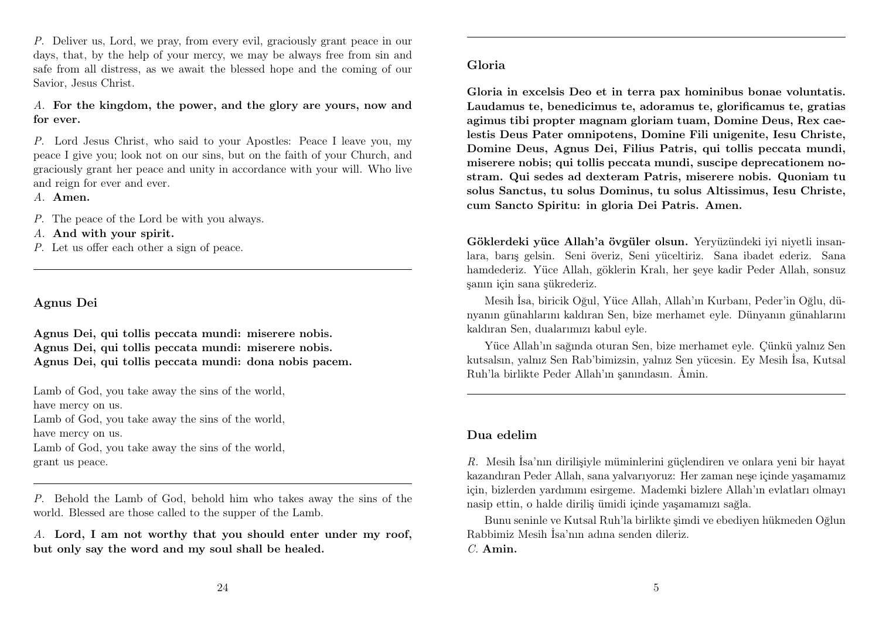*P.* Deliver us, Lord, we pray, from every evil, graciously grant peace in our days, that, by the help of your mercy, we may be always free from sin and safe from all distress, as we await the blessed hope and the coming of our Savior, Jesus Christ.

*A.* **For the kingdom, the power, and the glory are yours, now and for ever.**

*P.* Lord Jesus Christ, who said to your Apostles: Peace I leave you, my peace I give you; look not on our sins, but on the faith of your Church, and graciously grant her peace and unity in accordance with your will. Who live and reign for ever and ever.
*A.* **Amen.**

*P.* The peace of the Lord be with you always.
*A.* **And with your spirit.**
*P.* Let us offer each other a sign of peace.

---

### Agnus Dei

**Agnus Dei, qui tollis peccata mundi: miserere nobis.**
**Agnus Dei, qui tollis peccata mundi: miserere nobis.**
**Agnus Dei, qui tollis peccata mundi: dona nobis pacem.**

Lamb of God, you take away the sins of the world,
have mercy on us.
Lamb of God, you take away the sins of the world,
have mercy on us.
Lamb of God, you take away the sins of the world,
grant us peace.

---

*P.* Behold the Lamb of God, behold him who takes away the sins of the world. Blessed are those called to the supper of the Lamb.

*A.* **Lord, I am not worthy that you should enter under my roof, but only say the word and my soul shall be healed.**

---

### Gloria

**Gloria in excelsis Deo et in terra pax hominibus bonae voluntatis. Laudamus te, benedicimus te, adoramus te, glorificamus te, gratias agimus tibi propter magnam gloriam tuam, Domine Deus, Rex caelestis Deus Pater omnipotens, Domine Fili unigenite, Iesu Christe, Domine Deus, Agnus Dei, Filius Patris, qui tollis peccata mundi, miserere nobis; qui tollis peccata mundi, suscipe deprecationem nostram. Qui sedes ad dexteram Patris, miserere nobis. Quoniam tu solus Sanctus, tu solus Dominus, tu solus Altissimus, Iesu Christe, cum Sancto Spiritu: in gloria Dei Patris. Amen.**

**Göklerdeki yüce Allah'a övgüler olsun.** Yeryüzündeki iyi niyetli insanlara, barış gelsin. Seni överiz, Seni yüceltiriz. Sana ibadet ederiz. Sana hamdederiz. Yüce Allah, göklerin Kralı, her şeye kadir Peder Allah, sonsuz şanın için sana şükrederiz.

Mesih İsa, biricik Oğul, Yüce Allah, Allah'ın Kurbanı, Peder'in Oğlu, dünyanın günahlarını kaldıran Sen, bize merhamet eyle. Dünyanın günahlarını kaldıran Sen, dualarımızı kabul eyle.

Yüce Allah'ın sağında oturan Sen, bize merhamet eyle. Çünkü yalnız Sen kutsalsın, yalnız Sen Rab'bimizsin, yalnız Sen yücesin. Ey Mesih İsa, Kutsal Ruh'la birlikte Peder Allah'ın şanındasın. Âmin.

---

### Dua edelim

*R.* Mesih İsa'nın dirilişiyle müminlerini güçlendiren ve onlara yeni bir hayat kazandıran Peder Allah, sana yalvarıyoruz: Her zaman neşe içinde yaşamamız için, bizlerden yardımını esirgeme. Mademki bizlere Allah'ın evlatları olmayı nasip ettin, o halde diriliş ümidi içinde yaşamamızı sağla.

Bunu seninle ve Kutsal Ruh'la birlikte şimdi ve ebediyen hükmeden Oğlun Rabbimiz Mesih İsa'nın adına senden dileriz.
*C.* **Amin.**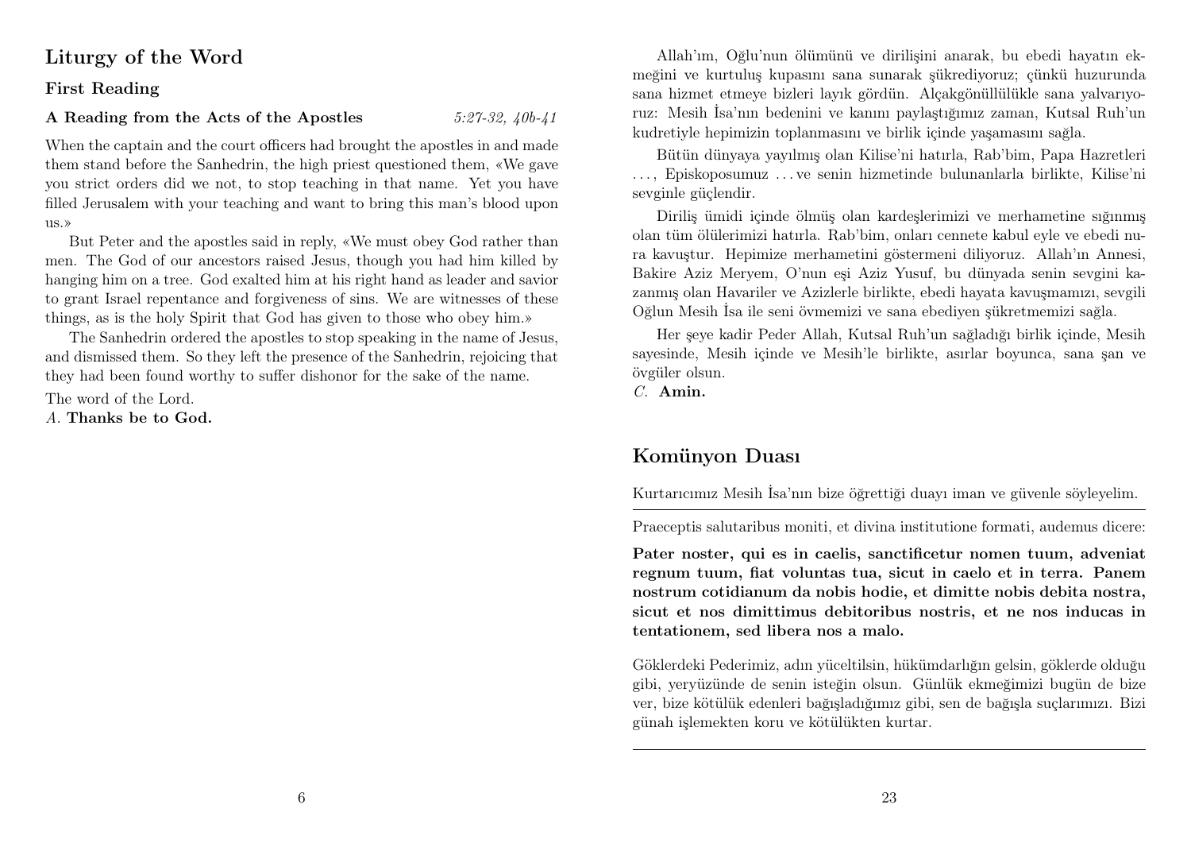## Liturgy of the Word

### First Reading

**A Reading from the Acts of the Apostles** *5:27-32, 40b-41*

When the captain and the court officers had brought the apostles in and made them stand before the Sanhedrin, the high priest questioned them, «We gave you strict orders did we not, to stop teaching in that name. Yet you have filled Jerusalem with your teaching and want to bring this man's blood upon us.»

But Peter and the apostles said in reply, «We must obey God rather than men. The God of our ancestors raised Jesus, though you had him killed by hanging him on a tree. God exalted him at his right hand as leader and savior to grant Israel repentance and forgiveness of sins. We are witnesses of these things, as is the holy Spirit that God has given to those who obey him.»

The Sanhedrin ordered the apostles to stop speaking in the name of Jesus, and dismissed them. So they left the presence of the Sanhedrin, rejoicing that they had been found worthy to suffer dishonor for the sake of the name.

The word of the Lord.
*A.* **Thanks be to God.**

Allah'ım, Oğlu'nun ölümünü ve dirilişini anarak, bu ebedi hayatın ekmeğini ve kurtuluş kupasını sana sunarak şükrediyoruz; çünkü huzurunda sana hizmet etmeye bizleri layık gördün. Alçakgönüllülükle sana yalvarıyoruz: Mesih İsa'nın bedenini ve kanını paylaştığımız zaman, Kutsal Ruh'un kudretiyle hepimizin toplanmasını ve birlik içinde yaşamasını sağla.

Bütün dünyaya yayılmış olan Kilise'ni hatırla, Rab'bim, Papa Hazretleri . . . , Episkoposumuz . . . ve senin hizmetinde bulunanlarla birlikte, Kilise'ni sevginle güçlendir.

Diriliş ümidi içinde ölmüş olan kardeşlerimizi ve merhametine sığınmış olan tüm ölülerimizi hatırla. Rab'bim, onları cennete kabul eyle ve ebedi nura kavuştur. Hepimize merhametini göstermeni diliyoruz. Allah'ın Annesi, Bakire Aziz Meryem, O'nun eşi Aziz Yusuf, bu dünyada senin sevgini kazanmış olan Havariler ve Azizlerle birlikte, ebedi hayata kavuşmamızı, sevgili Oğlun Mesih İsa ile seni övmemizi ve sana ebediyen şükretmemizi sağla.

Her şeye kadir Peder Allah, Kutsal Ruh'un sağladığı birlik içinde, Mesih sayesinde, Mesih içinde ve Mesih'le birlikte, asırlar boyunca, sana şan ve övgüler olsun.
*C.* **Amin.**

## Komünyon Duası

Kurtarıcımız Mesih İsa'nın bize öğrettiği duayı iman ve güvenle söyleyelim.

---

Praeceptis salutaribus moniti, et divina institutione formati, audemus dicere:

**Pater noster, qui es in caelis, sanctificetur nomen tuum, adveniat regnum tuum, fiat voluntas tua, sicut in caelo et in terra. Panem nostrum cotidianum da nobis hodie, et dimitte nobis debita nostra, sicut et nos dimittimus debitoribus nostris, et ne nos inducas in tentationem, sed libera nos a malo.**

Göklerdeki Pederimiz, adın yüceltilsin, hükümdarlığın gelsin, göklerde olduğu gibi, yeryüzünde de senin isteğin olsun. Günlük ekmeğimizi bugün de bize ver, bize kötülük edenleri bağışladığımız gibi, sen de bağışla suçlarımızı. Bizi günah işlemekten koru ve kötülükten kurtar.

---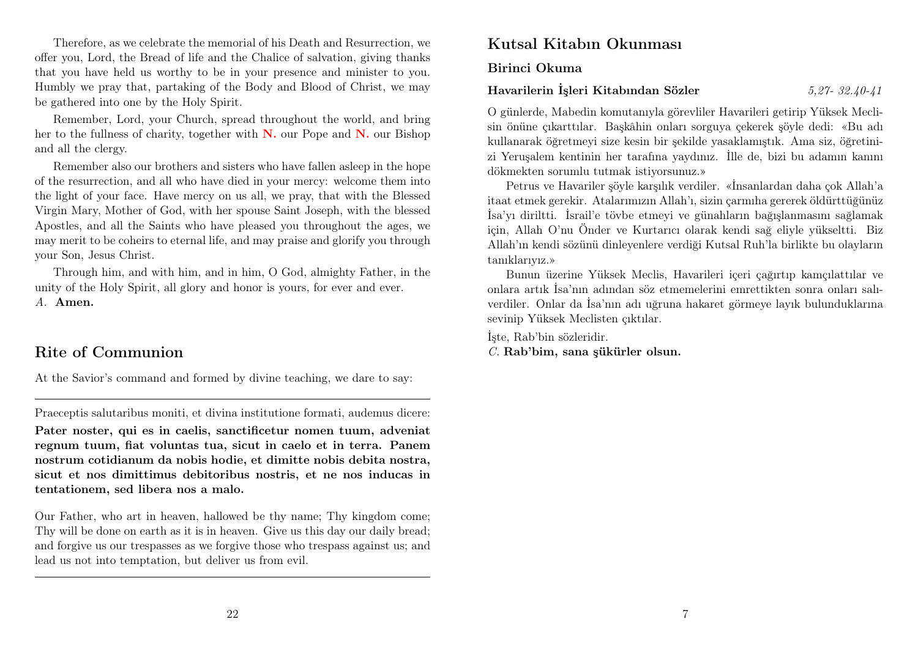Therefore, as we celebrate the memorial of his Death and Resurrection, we offer you, Lord, the Bread of life and the Chalice of salvation, giving thanks that you have held us worthy to be in your presence and minister to you. Humbly we pray that, partaking of the Body and Blood of Christ, we may be gathered into one by the Holy Spirit.

Remember, Lord, your Church, spread throughout the world, and bring her to the fullness of charity, together with **N.** our Pope and **N.** our Bishop and all the clergy.

Remember also our brothers and sisters who have fallen asleep in the hope of the resurrection, and all who have died in your mercy: welcome them into the light of your face. Have mercy on us all, we pray, that with the Blessed Virgin Mary, Mother of God, with her spouse Saint Joseph, with the blessed Apostles, and all the Saints who have pleased you throughout the ages, we may merit to be coheirs to eternal life, and may praise and glorify you through your Son, Jesus Christ.

Through him, and with him, and in him, O God, almighty Father, in the unity of the Holy Spirit, all glory and honor is yours, for ever and ever.
*A.* **Amen.**

## Rite of Communion

At the Savior's command and formed by divine teaching, we dare to say:

---

Praeceptis salutaribus moniti, et divina institutione formati, audemus dicere:

**Pater noster, qui es in caelis, sanctificetur nomen tuum, adveniat regnum tuum, fiat voluntas tua, sicut in caelo et in terra. Panem nostrum cotidianum da nobis hodie, et dimitte nobis debita nostra, sicut et nos dimittimus debitoribus nostris, et ne nos inducas in tentationem, sed libera nos a malo.**

Our Father, who art in heaven, hallowed be thy name; Thy kingdom come; Thy will be done on earth as it is in heaven. Give us this day our daily bread; and forgive us our trespasses as we forgive those who trespass against us; and lead us not into temptation, but deliver us from evil.

---

## Kutsal Kitabın Okunması

### Birinci Okuma

**Havarilerin İşleri Kitabından Sözler** *5,27- 32.40-41*

O günlerde, Mabedin komutanıyla görevliler Havarileri getirip Yüksek Meclisin önüne çıkarttılar. Başkâhin onları sorguya çekerek şöyle dedi: «Bu adı kullanarak öğretmeyi size kesin bir şekilde yasaklamıştık. Ama siz, öğretinizi Yeruşalem kentinin her tarafına yaydınız. İlle de, bizi bu adamın kanını dökmekten sorumlu tutmak istiyorsunuz.»

Petrus ve Havariler şöyle karşılık verdiler. «İnsanlardan daha çok Allah'a itaat etmek gerekir. Atalarımızın Allah'ı, sizin çarmıha gererek öldürttüğünüz İsa'yı diriltti. İsrail'e tövbe etmeyi ve günahların bağışlanmasını sağlamak için, Allah O'nu Önder ve Kurtarıcı olarak kendi sağ eliyle yükseltti. Biz Allah'ın kendi sözünü dinleyenlere verdiği Kutsal Ruh'la birlikte bu olayların tanıklarıyız.»

Bunun üzerine Yüksek Meclis, Havarileri içeri çağırtıp kamçılattılar ve onlara artık İsa'nın adından söz etmemelerini emrettikten sonra onları salıverdiler. Onlar da İsa'nın adı uğruna hakaret görmeye layık bulunduklarına sevinip Yüksek Meclisten çıktılar.

İşte, Rab'bin sözleridir.
*C.* **Rab'bim, sana şükürler olsun.**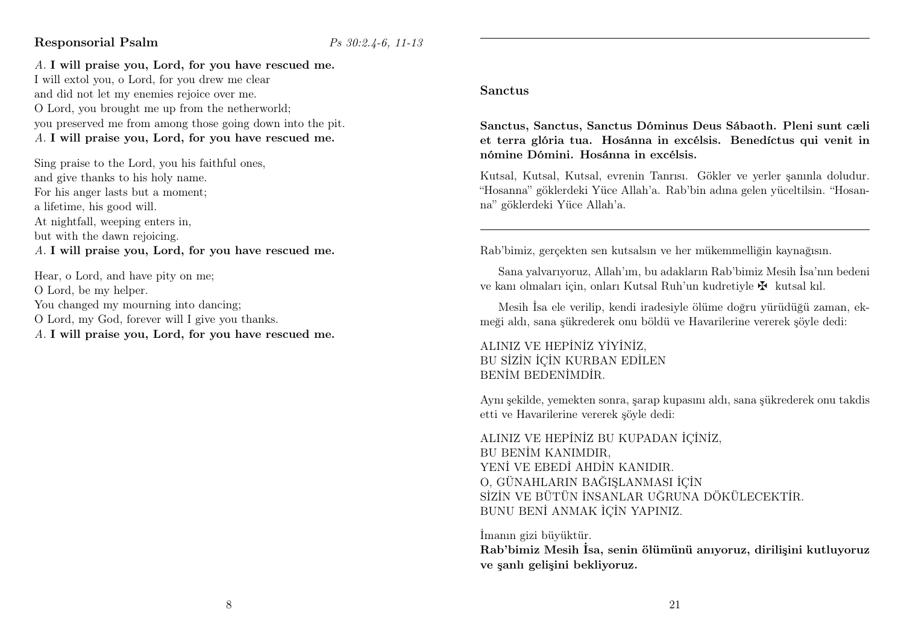**Responsorial Psalm** *Ps 30:2.4-6, 11-13*

*A.* **I will praise you, Lord, for you have rescued me.**
I will extol you, o Lord, for you drew me clear
and did not let my enemies rejoice over me.
O Lord, you brought me up from the netherworld;
you preserved me from among those going down into the pit.
*A.* **I will praise you, Lord, for you have rescued me.**

Sing praise to the Lord, you his faithful ones,
and give thanks to his holy name.
For his anger lasts but a moment;
a lifetime, his good will.
At nightfall, weeping enters in,
but with the dawn rejoicing.
*A.* **I will praise you, Lord, for you have rescued me.**

Hear, o Lord, and have pity on me;
O Lord, be my helper.
You changed my mourning into dancing;
O Lord, my God, forever will I give you thanks.
*A.* **I will praise you, Lord, for you have rescued me.**

---

**Sanctus**

**Sanctus, Sanctus, Sanctus Dóminus Deus Sábaoth. Pleni sunt cæli et terra glória tua. Hosánna in excélsis. Benedíctus qui venit in nómine Dómini. Hosánna in excélsis.**

Kutsal, Kutsal, Kutsal, evrenin Tanrısı. Gökler ve yerler şanınla doludur. "Hosanna" göklerdeki Yüce Allah'a. Rab'bin adına gelen yüceltilsin. "Hosanna" göklerdeki Yüce Allah'a.

---

Rab'bimiz, gerçekten sen kutsalsın ve her mükemmelliğin kaynağısın.

Sana yalvarıyoruz, Allah'ım, bu adakların Rab'bimiz Mesih İsa'nın bedeni ve kanı olmaları için, onları Kutsal Ruh'un kudretiyle ✠ kutsal kıl.

Mesih İsa ele verilip, kendi iradesiyle ölüme doğru yürüdüğü zaman, ekmeği aldı, sana şükrederek onu böldü ve Havarilerine vererek şöyle dedi:

ALINIZ VE HEPİNİZ YİYİNİZ,
BU SİZİN İÇİN KURBAN EDİLEN
BENİM BEDENİMDİR.

Aynı şekilde, yemekten sonra, şarap kupasını aldı, sana şükrederek onu takdis etti ve Havarilerine vererek şöyle dedi:

ALINIZ VE HEPİNİZ BU KUPADAN İÇİNİZ,
BU BENİM KANIMDIR,
YENİ VE EBEDİ AHDİN KANIDIR.
O, GÜNAHLARIN BAĞIŞLANMASI İÇİN
SİZİN VE BÜTÜN İNSANLAR UĞRUNA DÖKÜLECEKTİR.
BUNU BENİ ANMAK İÇİN YAPINIZ.

İmanın gizi büyüktür.
**Rab'bimiz Mesih İsa, senin ölümünü anıyoruz, dirilişini kutluyoruz ve şanlı gelişini bekliyoruz.**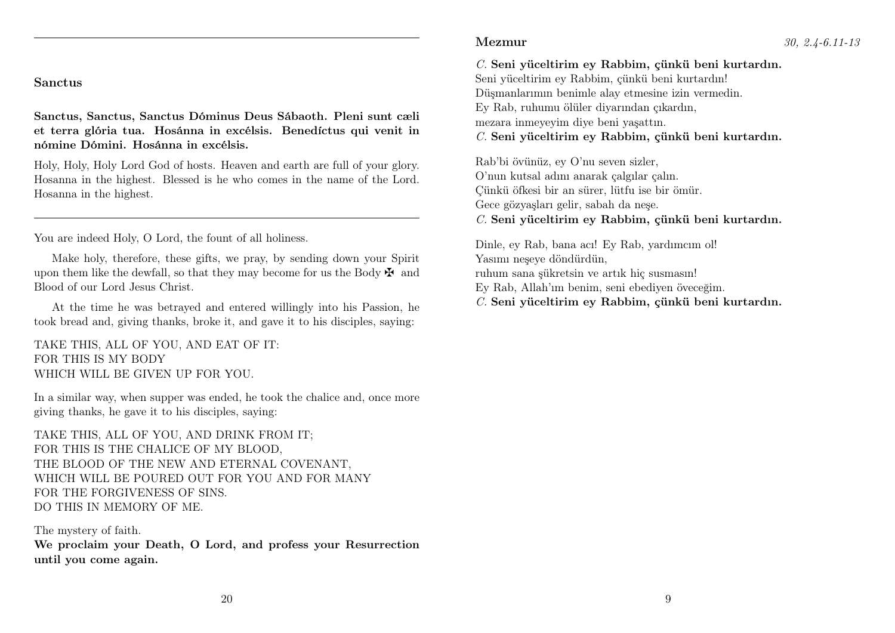## Sanctus

**Sanctus, Sanctus, Sanctus Dóminus Deus Sábaoth. Pleni sunt cæli et terra glória tua. Hosánna in excélsis. Benedíctus qui venit in nómine Dómini. Hosánna in excélsis.**

Holy, Holy, Holy Lord God of hosts. Heaven and earth are full of your glory. Hosanna in the highest. Blessed is he who comes in the name of the Lord. Hosanna in the highest.

---

You are indeed Holy, O Lord, the fount of all holiness.

Make holy, therefore, these gifts, we pray, by sending down your Spirit upon them like the dewfall, so that they may become for us the Body ✠ and Blood of our Lord Jesus Christ.

At the time he was betrayed and entered willingly into his Passion, he took bread and, giving thanks, broke it, and gave it to his disciples, saying:

TAKE THIS, ALL OF YOU, AND EAT OF IT:
FOR THIS IS MY BODY
WHICH WILL BE GIVEN UP FOR YOU.

In a similar way, when supper was ended, he took the chalice and, once more giving thanks, he gave it to his disciples, saying:

TAKE THIS, ALL OF YOU, AND DRINK FROM IT;
FOR THIS IS THE CHALICE OF MY BLOOD,
THE BLOOD OF THE NEW AND ETERNAL COVENANT,
WHICH WILL BE POURED OUT FOR YOU AND FOR MANY
FOR THE FORGIVENESS OF SINS.
DO THIS IN MEMORY OF ME.

The mystery of faith.
**We proclaim your Death, O Lord, and profess your Resurrection until you come again.**

## Mezmur

*30, 2.4-6.11-13*

*C.* **Seni yüceltirim ey Rabbim, çünkü beni kurtardın.**
Seni yüceltirim ey Rabbim, çünkü beni kurtardın!
Düşmanlarımın benimle alay etmesine izin vermedin.
Ey Rab, ruhumu ölüler diyarından çıkardın,
mezara inmeyeyim diye beni yaşattın.
*C.* **Seni yüceltirim ey Rabbim, çünkü beni kurtardın.**

Rab'bi övünüz, ey O'nu seven sizler,
O'nun kutsal adını anarak çalgılar çalın.
Çünkü öfkesi bir an sürer, lütfu ise bir ömür.
Gece gözyaşları gelir, sabah da neşe.
*C.* **Seni yüceltirim ey Rabbim, çünkü beni kurtardın.**

Dinle, ey Rab, bana acı! Ey Rab, yardımcım ol!
Yasımı neşeye döndürdün,
ruhum sana şükretsin ve artık hiç susmasın!
Ey Rab, Allah'ım benim, seni ebediyen öveceğim.
*C.* **Seni yüceltirim ey Rabbim, çünkü beni kurtardın.**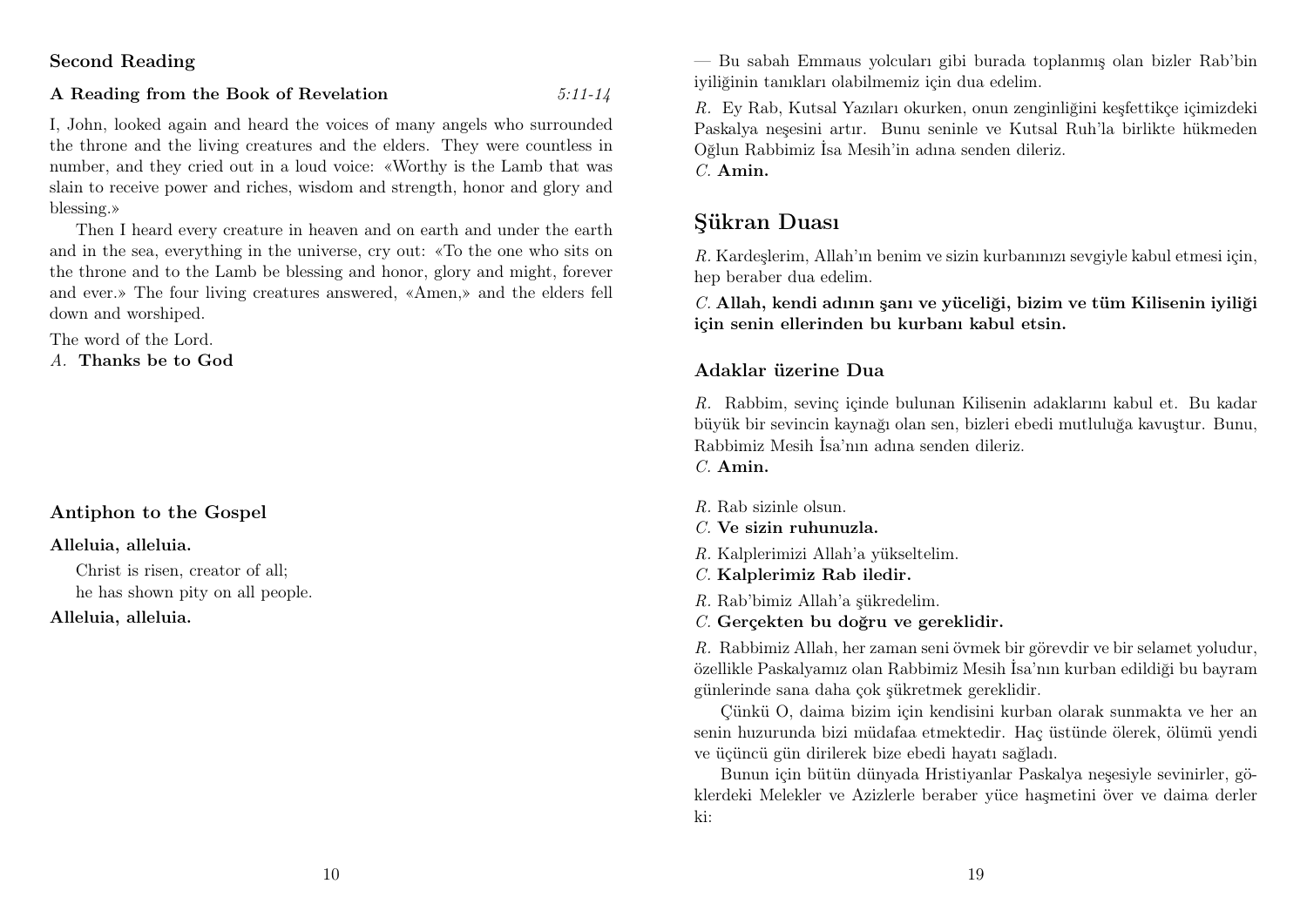### Second Reading

**A Reading from the Book of Revelation** *5:11-14*

I, John, looked again and heard the voices of many angels who surrounded the throne and the living creatures and the elders. They were countless in number, and they cried out in a loud voice: «Worthy is the Lamb that was slain to receive power and riches, wisdom and strength, honor and glory and blessing.»

Then I heard every creature in heaven and on earth and under the earth and in the sea, everything in the universe, cry out: «To the one who sits on the throne and to the Lamb be blessing and honor, glory and might, forever and ever.» The four living creatures answered, «Amen,» and the elders fell down and worshiped.

The word of the Lord.
*A.* **Thanks be to God**

### Antiphon to the Gospel

**Alleluia, alleluia.**

Christ is risen, creator of all;
he has shown pity on all people.

**Alleluia, alleluia.**

— Bu sabah Emmaus yolcuları gibi burada toplanmış olan bizler Rab'bin iyiliğinin tanıkları olabilmemiz için dua edelim.

*R.* Ey Rab, Kutsal Yazıları okurken, onun zenginliğini keşfettikçe içimizdeki Paskalya neşesini artır. Bunu seninle ve Kutsal Ruh'la birlikte hükmeden Oğlun Rabbimiz İsa Mesih'in adına senden dileriz.
*C.* **Amin.**

## Şükran Duası

*R.* Kardeşlerim, Allah'ın benim ve sizin kurbanınızı sevgiyle kabul etmesi için, hep beraber dua edelim.

*C.* **Allah, kendi adının şanı ve yüceliği, bizim ve tüm Kilisenin iyiliği için senin ellerinden bu kurbanı kabul etsin.**

### Adaklar üzerine Dua

*R.* Rabbim, sevinç içinde bulunan Kilisenin adaklarını kabul et. Bu kadar büyük bir sevincin kaynağı olan sen, bizleri ebedi mutluluğa kavuştur. Bunu, Rabbimiz Mesih İsa'nın adına senden dileriz.
*C.* **Amin.**

*R.* Rab sizinle olsun.
*C.* **Ve sizin ruhunuzla.**

*R.* Kalplerimizi Allah'a yükseltelim.
*C.* **Kalplerimiz Rab iledir.**

*R.* Rab'bimiz Allah'a şükredelim.
*C.* **Gerçekten bu doğru ve gereklidir.**

*R.* Rabbimiz Allah, her zaman seni övmek bir görevdir ve bir selamet yoludur, özellikle Paskalyamız olan Rabbimiz Mesih İsa'nın kurban edildiği bu bayram günlerinde sana daha çok şükretmek gereklidir.

Çünkü O, daima bizim için kendisini kurban olarak sunmakta ve her an senin huzurunda bizi müdafaa etmektedir. Haç üstünde ölerek, ölümü yendi ve üçüncü gün dirilerek bize ebedi hayatı sağladı.

Bunun için bütün dünyada Hristiyanlar Paskalya neşesiyle sevinirler, göklerdeki Melekler ve Azizlerle beraber yüce haşmetini över ve daima derler ki: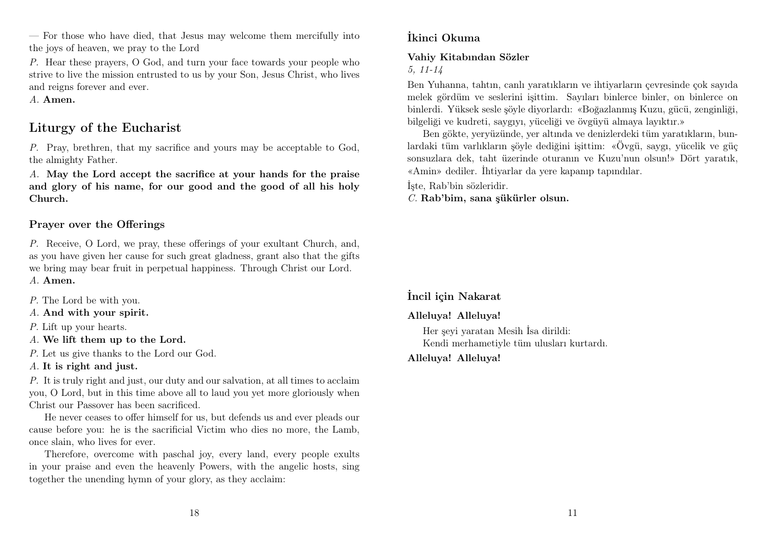— For those who have died, that Jesus may welcome them mercifully into the joys of heaven, we pray to the Lord

*P.* Hear these prayers, O God, and turn your face towards your people who strive to live the mission entrusted to us by your Son, Jesus Christ, who lives and reigns forever and ever.

*A.* **Amen.**

## Liturgy of the Eucharist

*P.* Pray, brethren, that my sacrifice and yours may be acceptable to God, the almighty Father.

*A.* **May the Lord accept the sacrifice at your hands for the praise and glory of his name, for our good and the good of all his holy Church.**

### Prayer over the Offerings

*P.* Receive, O Lord, we pray, these offerings of your exultant Church, and, as you have given her cause for such great gladness, grant also that the gifts we bring may bear fruit in perpetual happiness. Through Christ our Lord.

*A.* **Amen.**

*P.* The Lord be with you.

*A.* **And with your spirit.**

*P.* Lift up your hearts.

*A.* **We lift them up to the Lord.**

*P.* Let us give thanks to the Lord our God.

*A.* **It is right and just.**

*P.* It is truly right and just, our duty and our salvation, at all times to acclaim you, O Lord, but in this time above all to laud you yet more gloriously when Christ our Passover has been sacrificed.

He never ceases to offer himself for us, but defends us and ever pleads our cause before you: he is the sacrificial Victim who dies no more, the Lamb, once slain, who lives for ever.

Therefore, overcome with paschal joy, every land, every people exults in your praise and even the heavenly Powers, with the angelic hosts, sing together the unending hymn of your glory, as they acclaim:

## İkinci Okuma

**Vahiy Kitabından Sözler**

*5, 11-14*

Ben Yuhanna, tahtın, canlı yaratıkların ve ihtiyarların çevresinde çok sayıda melek gördüm ve seslerini işittim. Sayıları binlerce binler, on binlerce on binlerdi. Yüksek sesle şöyle diyorlardı: «Boğazlanmış Kuzu, gücü, zenginliği, bilgeliği ve kudreti, saygıyı, yüceliği ve övgüyü almaya layıktır.»

Ben gökte, yeryüzünde, yer altında ve denizlerdeki tüm yaratıkların, bunlardaki tüm varlıkların şöyle dediğini işittim: «Övgü, saygı, yücelik ve güç sonsuzlara dek, taht üzerinde oturanın ve Kuzu'nun olsun!» Dört yaratık, «Amin» dediler. İhtiyarlar da yere kapanıp tapındılar.

İşte, Rab'bin sözleridir.

*C.* **Rab'bim, sana şükürler olsun.**

## İncil için Nakarat

**Alleluya! Alleluya!**

Her şeyi yaratan Mesih İsa dirildi:
Kendi merhametiyle tüm ulusları kurtardı.

**Alleluya! Alleluya!**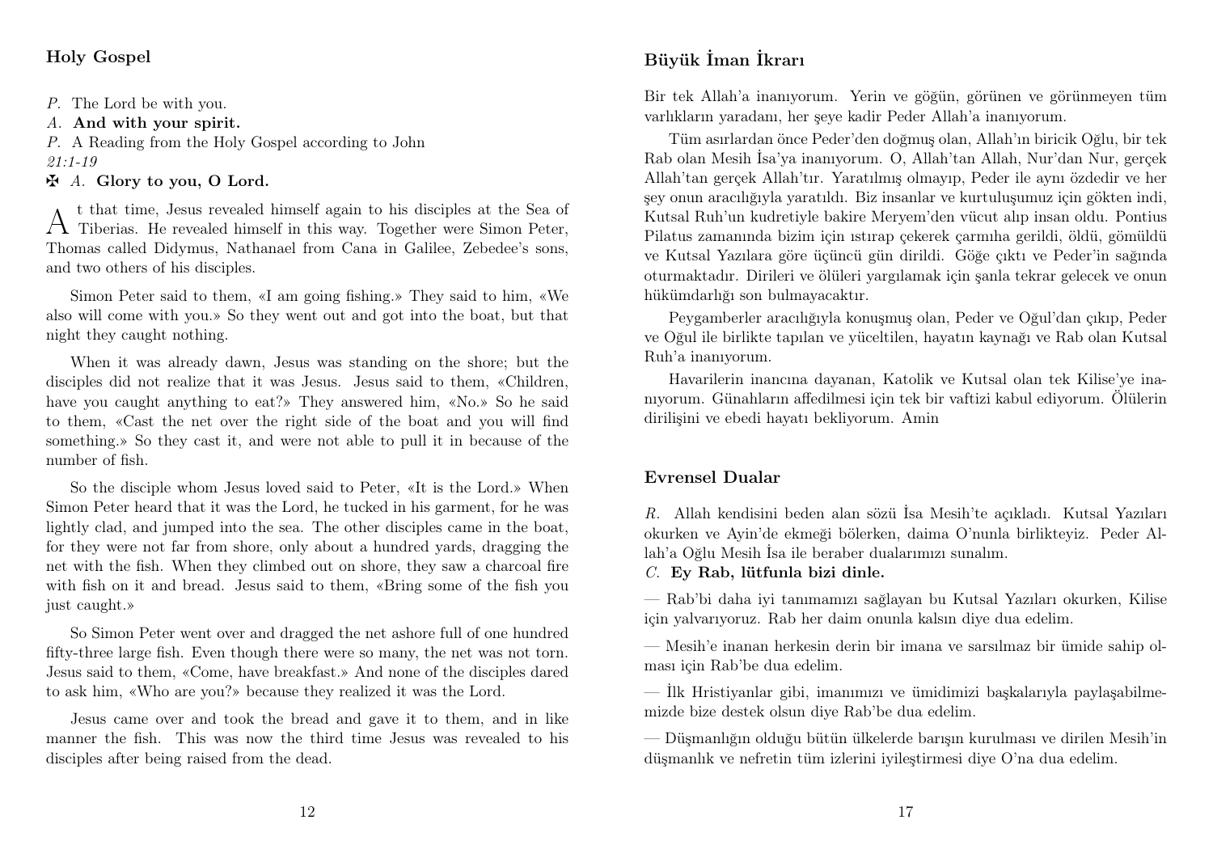### Holy Gospel

*P.* The Lord be with you.
*A.* **And with your spirit.**
*P.* A Reading from the Holy Gospel according to John
*21:1-19*
✠ *A.* **Glory to you, O Lord.**

At that time, Jesus revealed himself again to his disciples at the Sea of Tiberias. He revealed himself in this way. Together were Simon Peter, Thomas called Didymus, Nathanael from Cana in Galilee, Zebedee's sons, and two others of his disciples.

Simon Peter said to them, «I am going fishing.» They said to him, «We also will come with you.» So they went out and got into the boat, but that night they caught nothing.

When it was already dawn, Jesus was standing on the shore; but the disciples did not realize that it was Jesus. Jesus said to them, «Children, have you caught anything to eat?» They answered him, «No.» So he said to them, «Cast the net over the right side of the boat and you will find something.» So they cast it, and were not able to pull it in because of the number of fish.

So the disciple whom Jesus loved said to Peter, «It is the Lord.» When Simon Peter heard that it was the Lord, he tucked in his garment, for he was lightly clad, and jumped into the sea. The other disciples came in the boat, for they were not far from shore, only about a hundred yards, dragging the net with the fish. When they climbed out on shore, they saw a charcoal fire with fish on it and bread. Jesus said to them, «Bring some of the fish you just caught.»

So Simon Peter went over and dragged the net ashore full of one hundred fifty-three large fish. Even though there were so many, the net was not torn. Jesus said to them, «Come, have breakfast.» And none of the disciples dared to ask him, «Who are you?» because they realized it was the Lord.

Jesus came over and took the bread and gave it to them, and in like manner the fish. This was now the third time Jesus was revealed to his disciples after being raised from the dead.

### Büyük İman İkrarı

Bir tek Allah'a inanıyorum. Yerin ve göğün, görünen ve görünmeyen tüm varlıkların yaradanı, her şeye kadir Peder Allah'a inanıyorum.

Tüm asırlardan önce Peder'den doğmuş olan, Allah'ın biricik Oğlu, bir tek Rab olan Mesih İsa'ya inanıyorum. O, Allah'tan Allah, Nur'dan Nur, gerçek Allah'tan gerçek Allah'tır. Yaratılmış olmayıp, Peder ile aynı özdedir ve her şey onun aracılığıyla yaratıldı. Biz insanlar ve kurtuluşumuz için gökten indi, Kutsal Ruh'un kudretiyle bakire Meryem'den vücut alıp insan oldu. Pontius Pilatus zamanında bizim için ıstırap çekerek çarmıha gerildi, öldü, gömüldü ve Kutsal Yazılara göre üçüncü gün dirildi. Göğe çıktı ve Peder'in sağında oturmaktadır. Dirileri ve ölüleri yargılamak için şanla tekrar gelecek ve onun hükümdarlığı son bulmayacaktır.

Peygamberler aracılığıyla konuşmuş olan, Peder ve Oğul'dan çıkıp, Peder ve Oğul ile birlikte tapılan ve yüceltilen, hayatın kaynağı ve Rab olan Kutsal Ruh'a inanıyorum.

Havarilerin inancına dayanan, Katolik ve Kutsal olan tek Kilise'ye inanıyorum. Günahların affedilmesi için tek bir vaftizi kabul ediyorum. Ölülerin dirilişini ve ebedi hayatı bekliyorum. Amin

### Evrensel Dualar

*R.* Allah kendisini beden alan sözü İsa Mesih'te açıkladı. Kutsal Yazıları okurken ve Ayin'de ekmeği bölerken, daima O'nunla birlikteyiz. Peder Allah'a Oğlu Mesih İsa ile beraber dualarımızı sunalım.
*C.* **Ey Rab, lütfunla bizi dinle.**

— Rab'bi daha iyi tanımamızı sağlayan bu Kutsal Yazıları okurken, Kilise için yalvarıyoruz. Rab her daim onunla kalsın diye dua edelim.

— Mesih'e inanan herkesin derin bir imana ve sarsılmaz bir ümide sahip olması için Rab'be dua edelim.

— İlk Hristiyanlar gibi, imanımızı ve ümidimizi başkalarıyla paylaşabilmemizde bize destek olsun diye Rab'be dua edelim.

— Düşmanlığın olduğu bütün ülkelerde barışın kurulması ve dirilen Mesih'in düşmanlık ve nefretin tüm izlerini iyileştirmesi diye O'na dua edelim.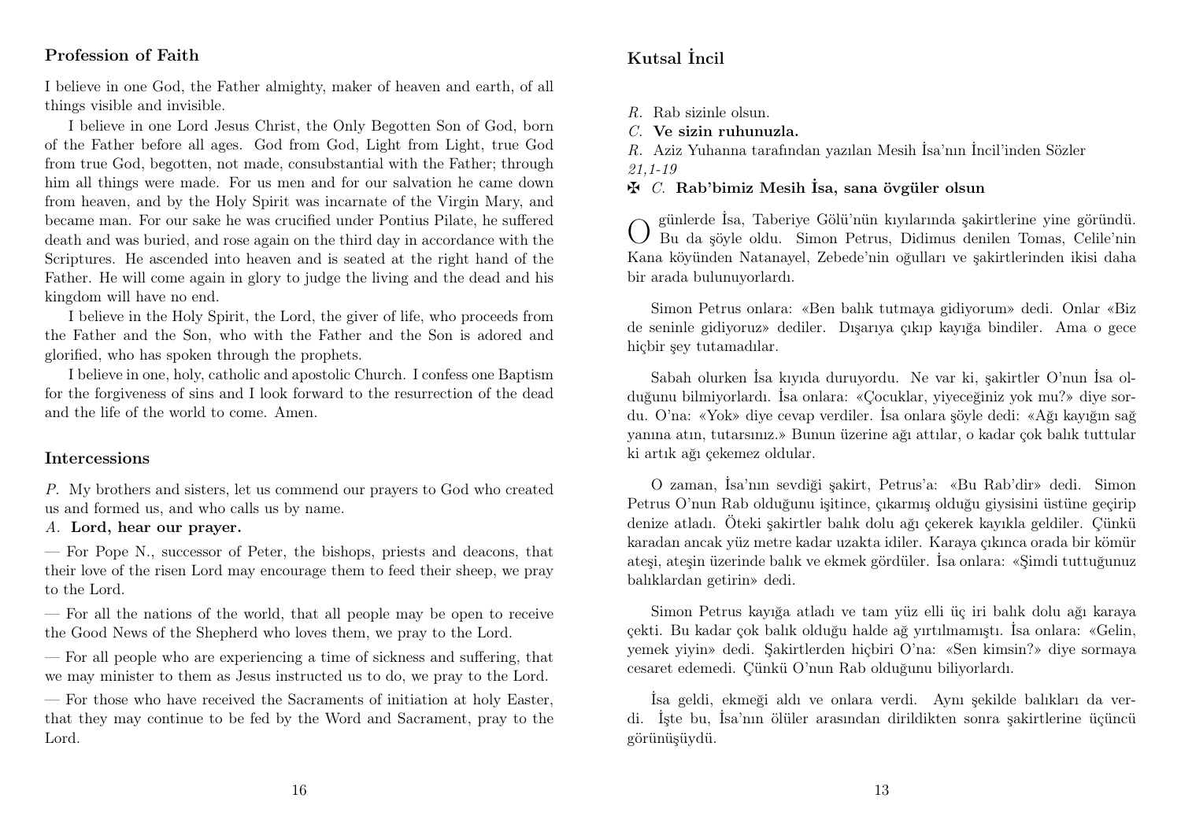## Profession of Faith

I believe in one God, the Father almighty, maker of heaven and earth, of all things visible and invisible.

I believe in one Lord Jesus Christ, the Only Begotten Son of God, born of the Father before all ages. God from God, Light from Light, true God from true God, begotten, not made, consubstantial with the Father; through him all things were made. For us men and for our salvation he came down from heaven, and by the Holy Spirit was incarnate of the Virgin Mary, and became man. For our sake he was crucified under Pontius Pilate, he suffered death and was buried, and rose again on the third day in accordance with the Scriptures. He ascended into heaven and is seated at the right hand of the Father. He will come again in glory to judge the living and the dead and his kingdom will have no end.

I believe in the Holy Spirit, the Lord, the giver of life, who proceeds from the Father and the Son, who with the Father and the Son is adored and glorified, who has spoken through the prophets.

I believe in one, holy, catholic and apostolic Church. I confess one Baptism for the forgiveness of sins and I look forward to the resurrection of the dead and the life of the world to come. Amen.

## Intercessions

*P.* My brothers and sisters, let us commend our prayers to God who created us and formed us, and who calls us by name.

*A.* **Lord, hear our prayer.**

— For Pope N., successor of Peter, the bishops, priests and deacons, that their love of the risen Lord may encourage them to feed their sheep, we pray to the Lord.

— For all the nations of the world, that all people may be open to receive the Good News of the Shepherd who loves them, we pray to the Lord.

— For all people who are experiencing a time of sickness and suffering, that we may minister to them as Jesus instructed us to do, we pray to the Lord.

— For those who have received the Sacraments of initiation at holy Easter, that they may continue to be fed by the Word and Sacrament, pray to the Lord.

## Kutsal İncil

*R.* Rab sizinle olsun.

*C.* **Ve sizin ruhunuzla.**

*R.* Aziz Yuhanna tarafından yazılan Mesih İsa'nın İncil'inden Sözler
*21,1-19*

✠ *C.* **Rab'bimiz Mesih İsa, sana övgüler olsun**

O günlerde İsa, Taberiye Gölü'nün kıyılarında şakirtlerine yine göründü. Bu da şöyle oldu. Simon Petrus, Didimus denilen Tomas, Celile'nin Kana köyünden Natanayel, Zebede'nin oğulları ve şakirtlerinden ikisi daha bir arada bulunuyorlardı.

Simon Petrus onlara: «Ben balık tutmaya gidiyorum» dedi. Onlar «Biz de seninle gidiyoruz» dediler. Dışarıya çıkıp kayığa bindiler. Ama o gece hiçbir şey tutamadılar.

Sabah olurken İsa kıyıda duruyordu. Ne var ki, şakirtler O'nun İsa olduğunu bilmiyorlardı. İsa onlara: «Çocuklar, yiyeceğiniz yok mu?» diye sordu. O'na: «Yok» diye cevap verdiler. İsa onlara şöyle dedi: «Ağı kayığın sağ yanına atın, tutarsınız.» Bunun üzerine ağı attılar, o kadar çok balık tuttular ki artık ağı çekemez oldular.

O zaman, İsa'nın sevdiği şakirt, Petrus'a: «Bu Rab'dir» dedi. Simon Petrus O'nun Rab olduğunu işitince, çıkarmış olduğu giysisini üstüne geçirip denize atladı. Öteki şakirtler balık dolu ağı çekerek kayıkla geldiler. Çünkü karadan ancak yüz metre kadar uzakta idiler. Karaya çıkınca orada bir kömür ateşi, ateşin üzerinde balık ve ekmek gördüler. İsa onlara: «Şimdi tuttuğunuz balıklardan getirin» dedi.

Simon Petrus kayığa atladı ve tam yüz elli üç iri balık dolu ağı karaya çekti. Bu kadar çok balık olduğu halde ağ yırtılmamıştı. İsa onlara: «Gelin, yemek yiyin» dedi. Şakirtlerden hiçbiri O'na: «Sen kimsin?» diye sormaya cesaret edemedi. Çünkü O'nun Rab olduğunu biliyorlardı.

İsa geldi, ekmeği aldı ve onlara verdi. Aynı şekilde balıkları da verdi. İşte bu, İsa'nın ölüler arasından dirildikten sonra şakirtlerine üçüncü görünüşüydü.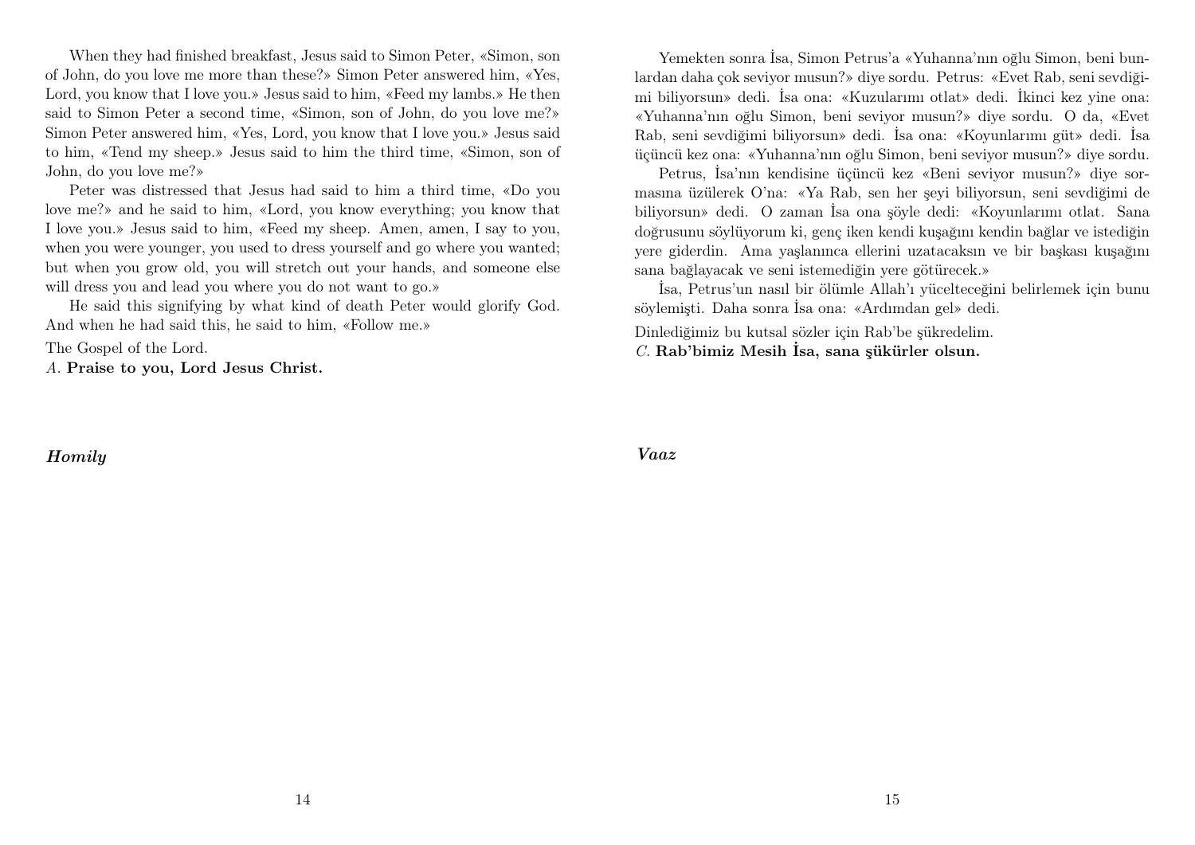When they had finished breakfast, Jesus said to Simon Peter, «Simon, son of John, do you love me more than these?» Simon Peter answered him, «Yes, Lord, you know that I love you.» Jesus said to him, «Feed my lambs.» He then said to Simon Peter a second time, «Simon, son of John, do you love me?» Simon Peter answered him, «Yes, Lord, you know that I love you.» Jesus said to him, «Tend my sheep.» Jesus said to him the third time, «Simon, son of John, do you love me?»

Peter was distressed that Jesus had said to him a third time, «Do you love me?» and he said to him, «Lord, you know everything; you know that I love you.» Jesus said to him, «Feed my sheep. Amen, amen, I say to you, when you were younger, you used to dress yourself and go where you wanted; but when you grow old, you will stretch out your hands, and someone else will dress you and lead you where you do not want to go.»

He said this signifying by what kind of death Peter would glorify God. And when he had said this, he said to him, «Follow me.»

The Gospel of the Lord.

*A.* **Praise to you, Lord Jesus Christ.**

***Homily***

Yemekten sonra İsa, Simon Petrus'a «Yuhanna'nın oğlu Simon, beni bunlardan daha çok seviyor musun?» diye sordu. Petrus: «Evet Rab, seni sevdiğimi biliyorsun» dedi. İsa ona: «Kuzularımı otlat» dedi. İkinci kez yine ona: «Yuhanna'nın oğlu Simon, beni seviyor musun?» diye sordu. O da, «Evet Rab, seni sevdiğimi biliyorsun» dedi. İsa ona: «Koyunlarımı güt» dedi. İsa üçüncü kez ona: «Yuhanna'nın oğlu Simon, beni seviyor musun?» diye sordu.

Petrus, İsa'nın kendisine üçüncü kez «Beni seviyor musun?» diye sormasına üzülerek O'na: «Ya Rab, sen her şeyi biliyorsun, seni sevdiğimi de biliyorsun» dedi. O zaman İsa ona şöyle dedi: «Koyunlarımı otlat. Sana doğrusunu söylüyorum ki, genç iken kendi kuşağını kendin bağlar ve istediğin yere giderdin. Ama yaşlanınca ellerini uzatacaksın ve bir başkası kuşağını sana bağlayacak ve seni istemediğin yere götürecek.»

İsa, Petrus'un nasıl bir ölümle Allah'ı yücelteceğini belirlemek için bunu söylemişti. Daha sonra İsa ona: «Ardımdan gel» dedi.

Dinlediğimiz bu kutsal sözler için Rab'be şükredelim.

*C.* **Rab'bimiz Mesih İsa, sana şükürler olsun.**

***Vaaz***